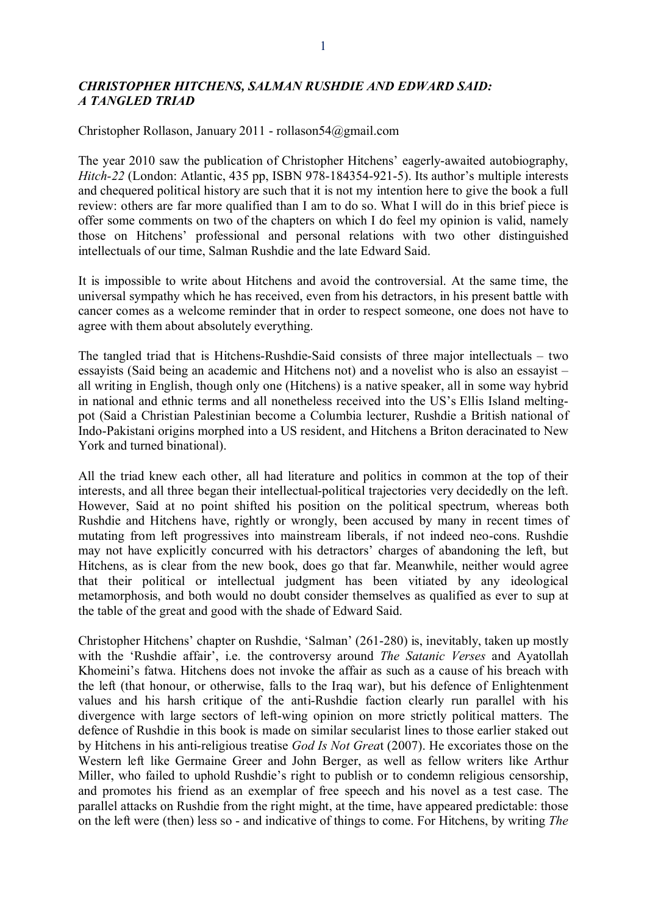# *CHRISTOPHER HITCHENS, SALMAN RUSHDIE AND EDWARD SAID: A TANGLED TRIAD*

Christopher Rollason, January 2011 - rollason54@gmail.com

The year 2010 saw the publication of Christopher Hitchens' eagerly-awaited autobiography, *Hitch-22* (London: Atlantic, 435 pp, ISBN 978-184354-921-5). Its author's multiple interests and chequered political history are such that it is not my intention here to give the book a full review: others are far more qualified than I am to do so. What I will do in this brief piece is offer some comments on two of the chapters on which I do feel my opinion is valid, namely those on Hitchens' professional and personal relations with two other distinguished intellectuals of our time, Salman Rushdie and the late Edward Said.

It is impossible to write about Hitchens and avoid the controversial. At the same time, the universal sympathy which he has received, even from his detractors, in his present battle with cancer comes as a welcome reminder that in order to respect someone, one does not have to agree with them about absolutely everything.

The tangled triad that is Hitchens-Rushdie-Said consists of three major intellectuals – two essayists (Said being an academic and Hitchens not) and a novelist who is also an essayist – all writing in English, though only one (Hitchens) is a native speaker, all in some way hybrid in national and ethnic terms and all nonetheless received into the US's Ellis Island melting-pot (Said a Christian Palestinian become a Columbia lecturer, Rushdie a British national of Indo-Pakistani origins morphed into a US resident, and Hitchens a Briton deracinated to New York and turned binational).

All the triad knew each other, all had literature and politics in common at the top of their interests, and all three began their intellectual-political trajectories very decidedly on the left. However, Said at no point shifted his position on the political spectrum, whereas both Rushdie and Hitchens have, rightly or wrongly, been accused by many in recent times of mutating from left progressives into mainstream liberals, if not indeed neo-cons. Rushdie may not have explicitly concurred with his detractors' charges of abandoning the left, but Hitchens, as is clear from the new book, does go that far. Meanwhile, neither would agree that their political or intellectual judgment has been vitiated by any ideological metamorphosis, and both would no doubt consider themselves as qualified as ever to sup at the table of the great and good with the shade of Edward Said.

Christopher Hitchens' chapter on Rushdie, 'Salman' (261-280) is, inevitably, taken up mostly with the 'Rushdie affair', i.e. the controversy around *The Satanic Verses* and Ayatollah Khomeini's fatwa. Hitchens does not invoke the affair as such as a cause of his breach with the left (that honour, or otherwise, falls to the Iraq war), but his defence of Enlightenment values and his harsh critique of the anti-Rushdie faction clearly run parallel with his divergence with large sectors of left-wing opinion on more strictly political matters. The defence of Rushdie in this book is made on similar secularist lines to those earlier staked out by Hitchens in his anti-religious treatise *God Is Not Grea*t (2007). He excoriates those on the Western left like Germaine Greer and John Berger, as well as fellow writers like Arthur Miller, who failed to uphold Rushdie's right to publish or to condemn religious censorship, and promotes his friend as an exemplar of free speech and his novel as a test case. The parallel attacks on Rushdie from the right might, at the time, have appeared predictable: those on the left were (then) less so - and indicative of things to come. For Hitchens, by writing *The*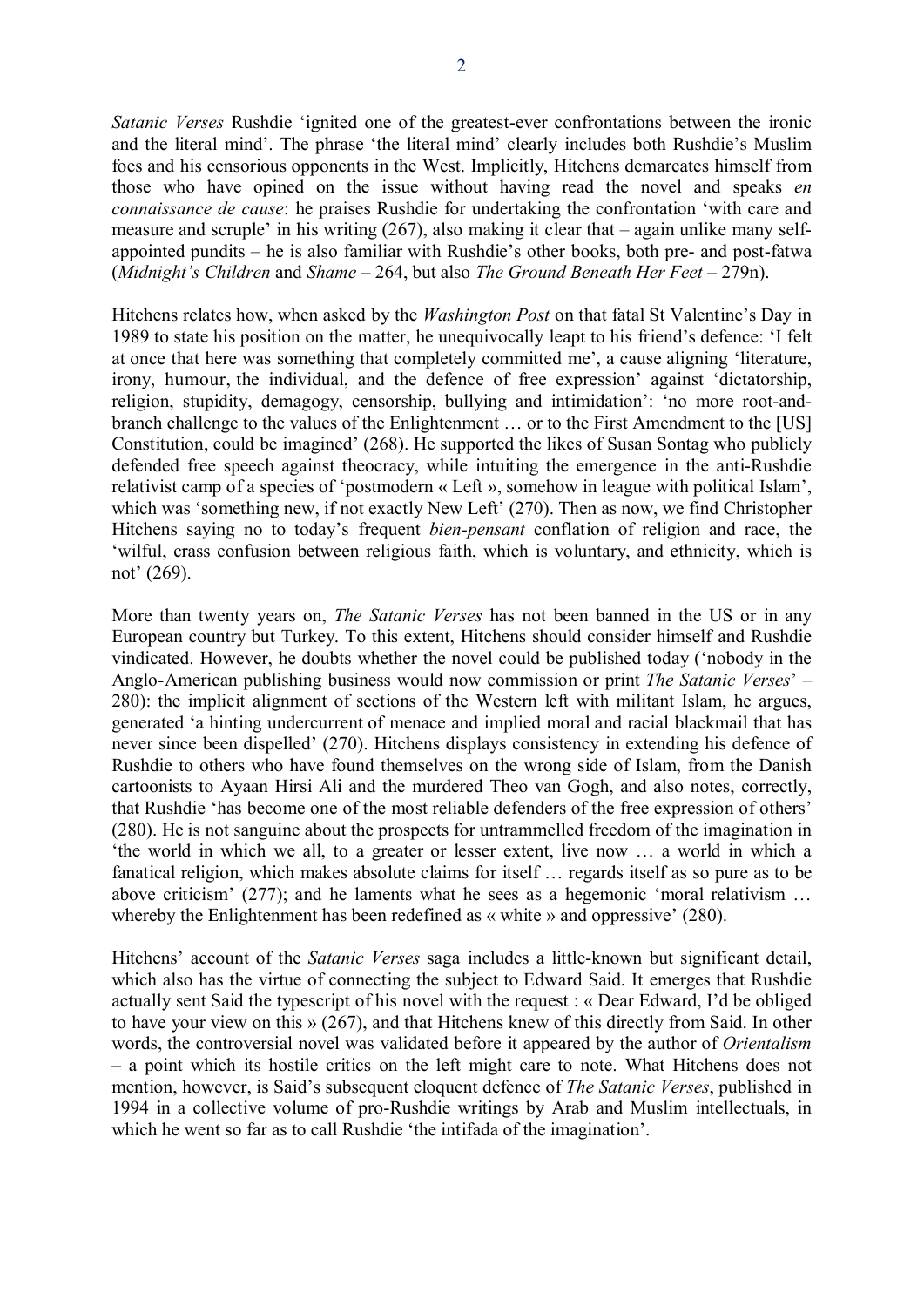*Satanic Verses* Rushdie 'ignited one of the greatest-ever confrontations between the ironic and the literal mind'. The phrase 'the literal mind' clearly includes both Rushdie's Muslim foes and his censorious opponents in the West. Implicitly, Hitchens demarcates himself from those who have opined on the issue without having read the novel and speaks *en connaissance de cause*: he praises Rushdie for undertaking the confrontation 'with care and measure and scruple' in his writing (267), also making it clear that – again unlike many self-appointed pundits – he is also familiar with Rushdie's other books, both pre- and post-fatwa (*Midnight's Children* and *Shame* – 264, but also *The Ground Beneath Her Feet* – 279n).

Hitchens relates how, when asked by the *Washington Post* on that fatal St Valentine's Day in 1989 to state his position on the matter, he unequivocally leapt to his friend's defence: 'I felt at once that here was something that completely committed me', a cause aligning 'literature, irony, humour, the individual, and the defence of free expression' against 'dictatorship, religion, stupidity, demagogy, censorship, bullying and intimidation': 'no more root-and-branch challenge to the values of the Enlightenment … or to the First Amendment to the [US] Constitution, could be imagined' (268). He supported the likes of Susan Sontag who publicly defended free speech against theocracy, while intuiting the emergence in the anti-Rushdie relativist camp of a species of 'postmodern « Left », somehow in league with political Islam', which was 'something new, if not exactly New Left' (270). Then as now, we find Christopher Hitchens saying no to today's frequent *bien-pensant* conflation of religion and race, the 'wilful, crass confusion between religious faith, which is voluntary, and ethnicity, which is not' (269).

More than twenty years on, *The Satanic Verses* has not been banned in the US or in any European country but Turkey. To this extent, Hitchens should consider himself and Rushdie vindicated. However, he doubts whether the novel could be published today ('nobody in the Anglo-American publishing business would now commission or print *The Satanic Verses*' – 280): the implicit alignment of sections of the Western left with militant Islam, he argues, generated 'a hinting undercurrent of menace and implied moral and racial blackmail that has never since been dispelled' (270). Hitchens displays consistency in extending his defence of Rushdie to others who have found themselves on the wrong side of Islam, from the Danish cartoonists to Ayaan Hirsi Ali and the murdered Theo van Gogh, and also notes, correctly, that Rushdie 'has become one of the most reliable defenders of the free expression of others' (280). He is not sanguine about the prospects for untrammelled freedom of the imagination in 'the world in which we all, to a greater or lesser extent, live now … a world in which a fanatical religion, which makes absolute claims for itself … regards itself as so pure as to be above criticism' (277); and he laments what he sees as a hegemonic 'moral relativism … whereby the Enlightenment has been redefined as « white » and oppressive' (280).

Hitchens' account of the *Satanic Verses* saga includes a little-known but significant detail, which also has the virtue of connecting the subject to Edward Said. It emerges that Rushdie actually sent Said the typescript of his novel with the request : « Dear Edward, I'd be obliged to have your view on this » (267), and that Hitchens knew of this directly from Said. In other words, the controversial novel was validated before it appeared by the author of *Orientalism* – a point which its hostile critics on the left might care to note. What Hitchens does not mention, however, is Said's subsequent eloquent defence of *The Satanic Verses*, published in 1994 in a collective volume of pro-Rushdie writings by Arab and Muslim intellectuals, in which he went so far as to call Rushdie 'the intifada of the imagination'.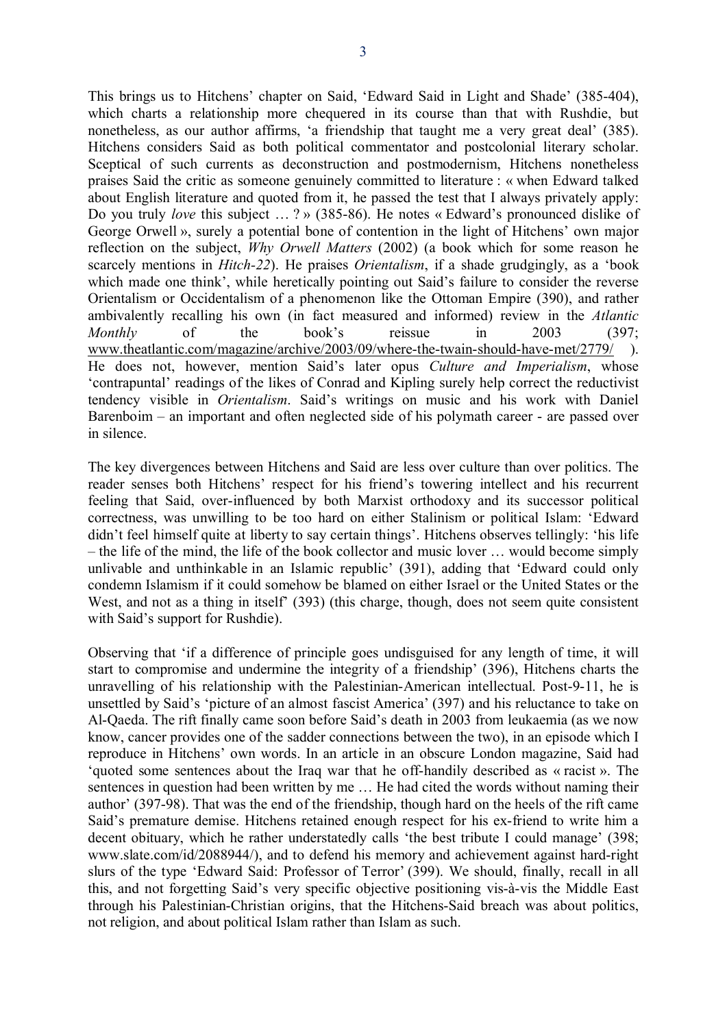This brings us to Hitchens' chapter on Said, 'Edward Said in Light and Shade' (385-404), which charts a relationship more chequered in its course than that with Rushdie, but nonetheless, as our author affirms, 'a friendship that taught me a very great deal' (385). Hitchens considers Said as both political commentator and postcolonial literary scholar. Sceptical of such currents as deconstruction and postmodernism, Hitchens nonetheless praises Said the critic as someone genuinely committed to literature : « when Edward talked about English literature and quoted from it, he passed the test that I always privately apply: Do you truly *love* this subject … ? » (385-86). He notes « Edward's pronounced dislike of George Orwell », surely a potential bone of contention in the light of Hitchens' own major reflection on the subject, *Why Orwell Matters* (2002) (a book which for some reason he scarcely mentions in *Hitch-22*). He praises *Orientalism*, if a shade grudgingly, as a 'book which made one think', while heretically pointing out Said's failure to consider the reverse Orientalism or Occidentalism of a phenomenon like the Ottoman Empire (390), and rather ambivalently recalling his own (in fact measured and informed) review in the *Atlantic Monthly* of the book's reissue in 2003 (397; www.theatlantic.com/magazine/archive/2003/09/where-the-twain-should-have-met/2779/ ). He does not, however, mention Said's later opus *Culture and Imperialism*, whose 'contrapuntal' readings of the likes of Conrad and Kipling surely help correct the reductivist tendency visible in *Orientalism*. Said's writings on music and his work with Daniel Barenboim – an important and often neglected side of his polymath career - are passed over in silence.

The key divergences between Hitchens and Said are less over culture than over politics. The reader senses both Hitchens' respect for his friend's towering intellect and his recurrent feeling that Said, over-influenced by both Marxist orthodoxy and its successor political correctness, was unwilling to be too hard on either Stalinism or political Islam: 'Edward didn't feel himself quite at liberty to say certain things'. Hitchens observes tellingly: 'his life – the life of the mind, the life of the book collector and music lover … would become simply unlivable and unthinkable in an Islamic republic' (391), adding that 'Edward could only condemn Islamism if it could somehow be blamed on either Israel or the United States or the West, and not as a thing in itself' (393) (this charge, though, does not seem quite consistent with Said's support for Rushdie).

Observing that 'if a difference of principle goes undisguised for any length of time, it will start to compromise and undermine the integrity of a friendship' (396), Hitchens charts the unravelling of his relationship with the Palestinian-American intellectual. Post-9-11, he is unsettled by Said's 'picture of an almost fascist America' (397) and his reluctance to take on Al-Qaeda. The rift finally came soon before Said's death in 2003 from leukaemia (as we now know, cancer provides one of the sadder connections between the two), in an episode which I reproduce in Hitchens' own words. In an article in an obscure London magazine, Said had 'quoted some sentences about the Iraq war that he off-handily described as « racist ». The sentences in question had been written by me … He had cited the words without naming their author' (397-98). That was the end of the friendship, though hard on the heels of the rift came Said's premature demise. Hitchens retained enough respect for his ex-friend to write him a decent obituary, which he rather understatedly calls 'the best tribute I could manage' (398; www.slate.com/id/2088944/), and to defend his memory and achievement against hard-right slurs of the type 'Edward Said: Professor of Terror' (399). We should, finally, recall in all this, and not forgetting Said's very specific objective positioning vis-à-vis the Middle East through his Palestinian-Christian origins, that the Hitchens-Said breach was about politics, not religion, and about political Islam rather than Islam as such.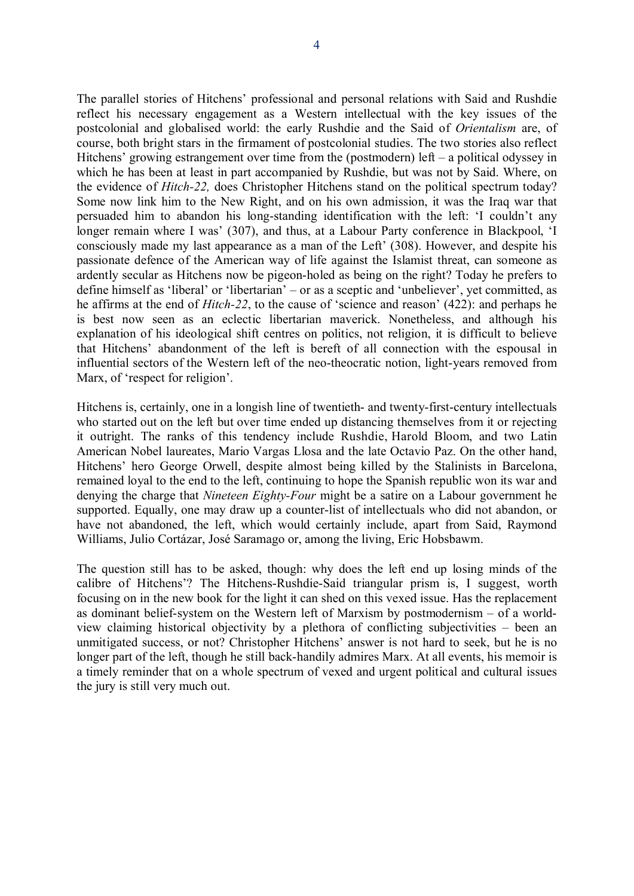The parallel stories of Hitchens' professional and personal relations with Said and Rushdie reflect his necessary engagement as a Western intellectual with the key issues of the postcolonial and globalised world: the early Rushdie and the Said of *Orientalism* are, of course, both bright stars in the firmament of postcolonial studies. The two stories also reflect Hitchens' growing estrangement over time from the (postmodern) left – a political odyssey in which he has been at least in part accompanied by Rushdie, but was not by Said. Where, on the evidence of *Hitch-22,* does Christopher Hitchens stand on the political spectrum today? Some now link him to the New Right, and on his own admission, it was the Iraq war that persuaded him to abandon his long-standing identification with the left: 'I couldn't any longer remain where I was' (307), and thus, at a Labour Party conference in Blackpool, 'I consciously made my last appearance as a man of the Left' (308). However, and despite his passionate defence of the American way of life against the Islamist threat, can someone as ardently secular as Hitchens now be pigeon-holed as being on the right? Today he prefers to define himself as 'liberal' or 'libertarian' – or as a sceptic and 'unbeliever', yet committed, as he affirms at the end of *Hitch-22*, to the cause of 'science and reason' (422): and perhaps he is best now seen as an eclectic libertarian maverick. Nonetheless, and although his explanation of his ideological shift centres on politics, not religion, it is difficult to believe that Hitchens' abandonment of the left is bereft of all connection with the espousal in influential sectors of the Western left of the neo-theocratic notion, light-years removed from Marx, of 'respect for religion'.

Hitchens is, certainly, one in a longish line of twentieth- and twenty-first-century intellectuals who started out on the left but over time ended up distancing themselves from it or rejecting it outright. The ranks of this tendency include Rushdie, Harold Bloom, and two Latin American Nobel laureates, Mario Vargas Llosa and the late Octavio Paz. On the other hand, Hitchens' hero George Orwell, despite almost being killed by the Stalinists in Barcelona, remained loyal to the end to the left, continuing to hope the Spanish republic won its war and denying the charge that *Nineteen Eighty-Four* might be a satire on a Labour government he supported. Equally, one may draw up a counter-list of intellectuals who did not abandon, or have not abandoned, the left, which would certainly include, apart from Said, Raymond Williams, Julio Cortázar, José Saramago or, among the living, Eric Hobsbawm.

The question still has to be asked, though: why does the left end up losing minds of the calibre of Hitchens'? The Hitchens-Rushdie-Said triangular prism is, I suggest, worth focusing on in the new book for the light it can shed on this vexed issue. Has the replacement as dominant belief-system on the Western left of Marxism by postmodernism – of a world-view claiming historical objectivity by a plethora of conflicting subjectivities – been an unmitigated success, or not? Christopher Hitchens' answer is not hard to seek, but he is no longer part of the left, though he still back-handily admires Marx. At all events, his memoir is a timely reminder that on a whole spectrum of vexed and urgent political and cultural issues the jury is still very much out.